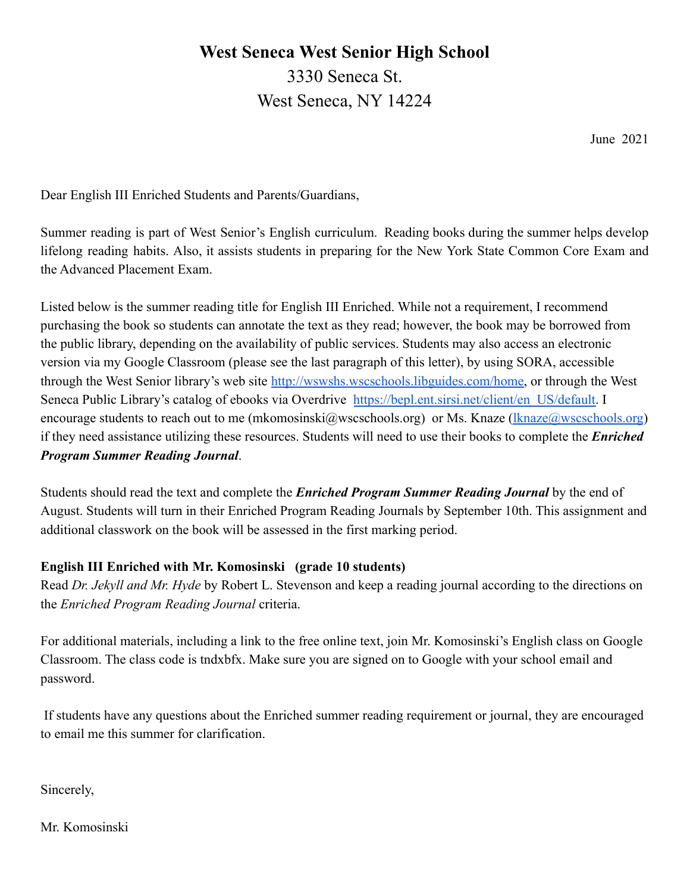# West Seneca West Senior High School

3330 Seneca St.
West Seneca, NY 14224

June 2021

Dear English III Enriched Students and Parents/Guardians,

Summer reading is part of West Senior's English curriculum. Reading books during the summer helps develop lifelong reading habits. Also, it assists students in preparing for the New York State Common Core Exam and the Advanced Placement Exam.

Listed below is the summer reading title for English III Enriched. While not a requirement, I recommend purchasing the book so students can annotate the text as they read; however, the book may be borrowed from the public library, depending on the availability of public services. Students may also access an electronic version via my Google Classroom (please see the last paragraph of this letter), by using SORA, accessible through the West Senior library's web site http://wswshs.wscschools.libguides.com/home, or through the West Seneca Public Library's catalog of ebooks via Overdrive https://bepl.ent.sirsi.net/client/en_US/default. I encourage students to reach out to me (mkomosinski@wscschools.org) or Ms. Knaze (lknaze@wscschools.org) if they need assistance utilizing these resources. Students will need to use their books to complete the ***Enriched Program Summer Reading Journal***.

Students should read the text and complete the ***Enriched Program Summer Reading Journal*** by the end of August. Students will turn in their Enriched Program Reading Journals by September 10th. This assignment and additional classwork on the book will be assessed in the first marking period.

**English III Enriched with Mr. Komosinski (grade 10 students)**
Read *Dr. Jekyll and Mr. Hyde* by Robert L. Stevenson and keep a reading journal according to the directions on the *Enriched Program Reading Journal* criteria.

For additional materials, including a link to the free online text, join Mr. Komosinski's English class on Google Classroom. The class code is tndxbfx. Make sure you are signed on to Google with your school email and password.

If students have any questions about the Enriched summer reading requirement or journal, they are encouraged to email me this summer for clarification.

Sincerely,

Mr. Komosinski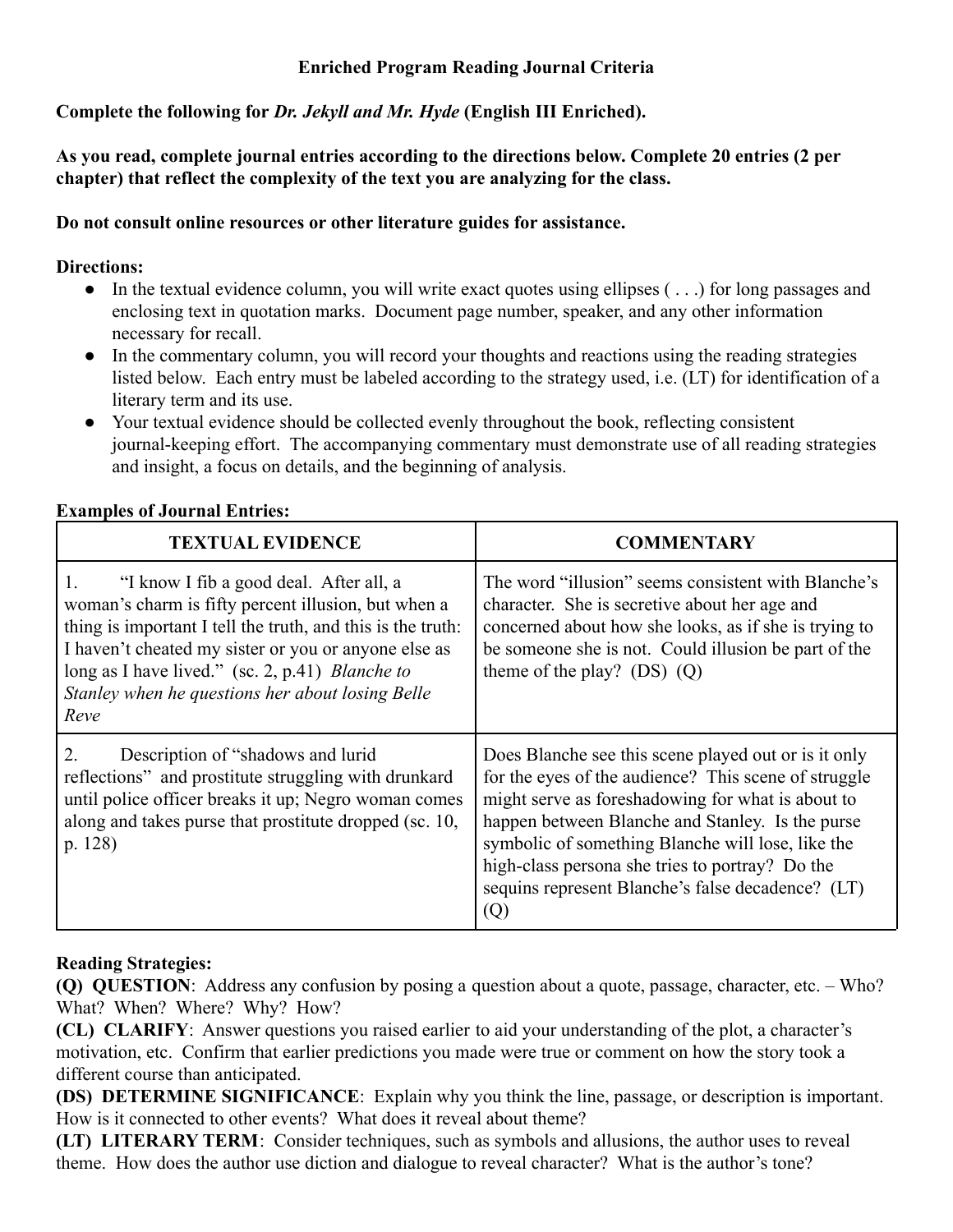**Enriched Program Reading Journal Criteria**

**Complete the following for *Dr. Jekyll and Mr. Hyde* (English III Enriched).**

**As you read, complete journal entries according to the directions below. Complete 20 entries (2 per chapter) that reflect the complexity of the text you are analyzing for the class.**

**Do not consult online resources or other literature guides for assistance.**

**Directions:**

- In the textual evidence column, you will write exact quotes using ellipses ( . . .) for long passages and enclosing text in quotation marks. Document page number, speaker, and any other information necessary for recall.
- In the commentary column, you will record your thoughts and reactions using the reading strategies listed below. Each entry must be labeled according to the strategy used, i.e. (LT) for identification of a literary term and its use.
- Your textual evidence should be collected evenly throughout the book, reflecting consistent journal-keeping effort. The accompanying commentary must demonstrate use of all reading strategies and insight, a focus on details, and the beginning of analysis.

**Examples of Journal Entries:**

| TEXTUAL EVIDENCE | COMMENTARY |
|---|---|
| 1. "I know I fib a good deal. After all, a woman's charm is fifty percent illusion, but when a thing is important I tell the truth, and this is the truth: I haven't cheated my sister or you or anyone else as long as I have lived." (sc. 2, p.41) *Blanche to Stanley when he questions her about losing Belle Reve* | The word "illusion" seems consistent with Blanche's character. She is secretive about her age and concerned about how she looks, as if she is trying to be someone she is not. Could illusion be part of the theme of the play? (DS) (Q) |
| 2. Description of "shadows and lurid reflections" and prostitute struggling with drunkard until police officer breaks it up; Negro woman comes along and takes purse that prostitute dropped (sc. 10, p. 128) | Does Blanche see this scene played out or is it only for the eyes of the audience? This scene of struggle might serve as foreshadowing for what is about to happen between Blanche and Stanley. Is the purse symbolic of something Blanche will lose, like the high-class persona she tries to portray? Do the sequins represent Blanche's false decadence? (LT) (Q) |

**Reading Strategies:**

**(Q) QUESTION**: Address any confusion by posing a question about a quote, passage, character, etc. – Who? What? When? Where? Why? How?

**(CL) CLARIFY**: Answer questions you raised earlier to aid your understanding of the plot, a character's motivation, etc. Confirm that earlier predictions you made were true or comment on how the story took a different course than anticipated.

**(DS) DETERMINE SIGNIFICANCE**: Explain why you think the line, passage, or description is important. How is it connected to other events? What does it reveal about theme?

**(LT) LITERARY TERM**: Consider techniques, such as symbols and allusions, the author uses to reveal theme. How does the author use diction and dialogue to reveal character? What is the author's tone?